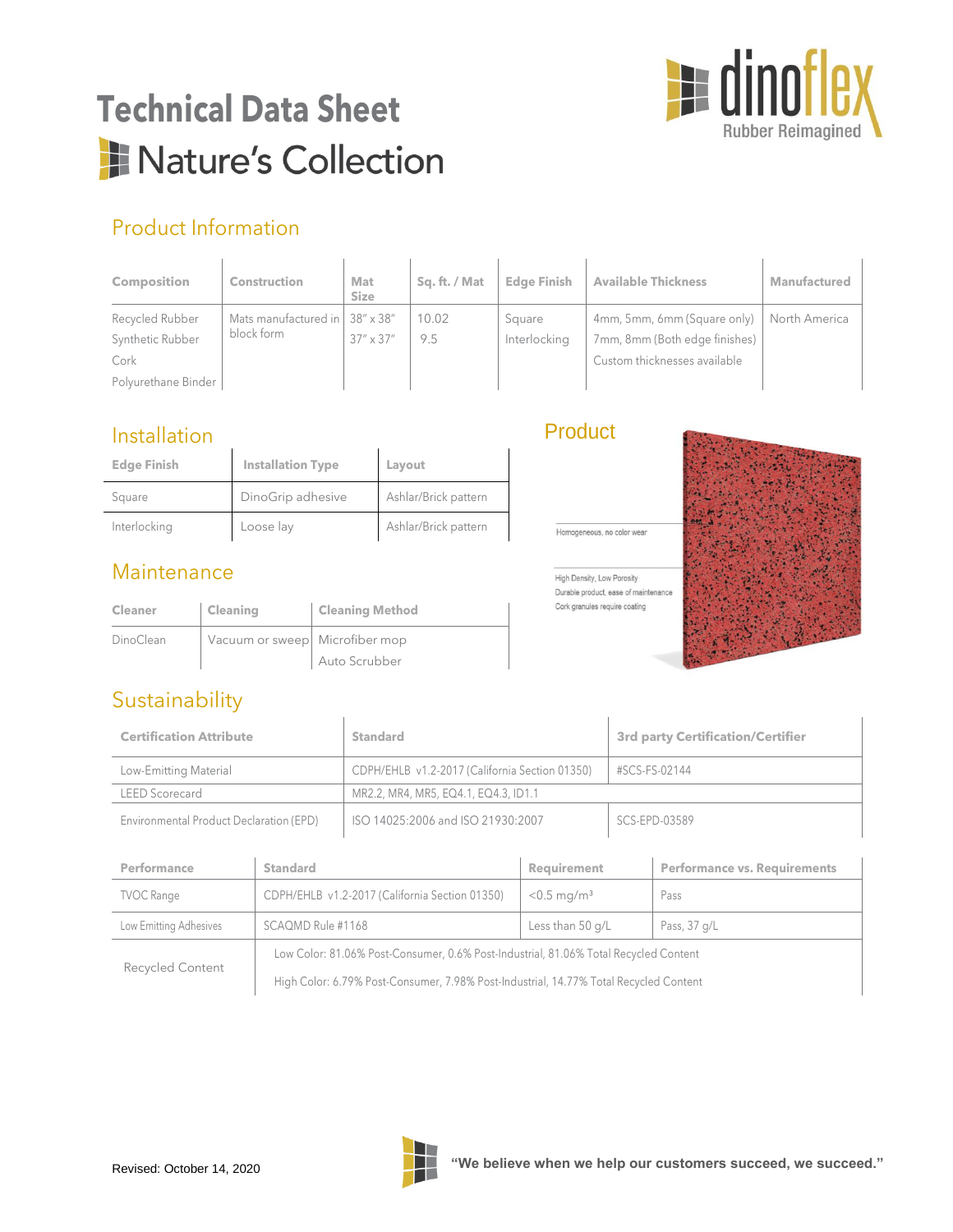# Technical Data Sheet

# Nature's Collection

dinoflex Rubber Reimagined

## Product Information

| Composition | Construction | Mat Size | Sq. ft. / Mat | Edge Finish | Available Thickness | Manufactured |
|---|---|---|---|---|---|---|
| Recycled Rubber<br>Synthetic Rubber<br>Cork<br>Polyurethane Binder | Mats manufactured in block form | 38" x 38"<br>37" x 37" | 10.02<br>9.5 | Square<br>Interlocking | 4mm, 5mm, 6mm (Square only)<br>7mm, 8mm (Both edge finishes)<br>Custom thicknesses available | North America |

## Installation

| Edge Finish | Installation Type | Layout |
|---|---|---|
| Square | DinoGrip adhesive | Ashlar/Brick pattern |
| Interlocking | Loose lay | Ashlar/Brick pattern |

## Maintenance

| Cleaner | Cleaning | Cleaning Method |
|---|---|---|
| DinoClean | Vacuum or sweep | Microfiber mop<br>Auto Scrubber |

## Product

Homogeneous, no color wear

High Density, Low Porosity

Durable product, ease of maintenance

Cork granules require coating

## Sustainability

| Certification Attribute | Standard | 3rd party Certification/Certifier |
|---|---|---|
| Low-Emitting Material | CDPH/EHLB v1.2-2017 (California Section 01350) | #SCS-FS-02144 |
| LEED Scorecard | MR2.2, MR4, MR5, EQ4.1, EQ4.3, ID1.1 | |
| Environmental Product Declaration (EPD) | ISO 14025:2006 and ISO 21930:2007 | SCS-EPD-03589 |

| Performance | Standard | Requirement | Performance vs. Requirements |
|---|---|---|---|
| TVOC Range | CDPH/EHLB v1.2-2017 (California Section 01350) | <0.5 mg/m³ | Pass |
| Low Emitting Adhesives | SCAQMD Rule #1168 | Less than 50 g/L | Pass, 37 g/L |
| Recycled Content | Low Color: 81.06% Post-Consumer, 0.6% Post-Industrial, 81.06% Total Recycled Content<br>High Color: 6.79% Post-Consumer, 7.98% Post-Industrial, 14.77% Total Recycled Content | | |

Revised: October 14, 2020

**"We believe when we help our customers succeed, we succeed."**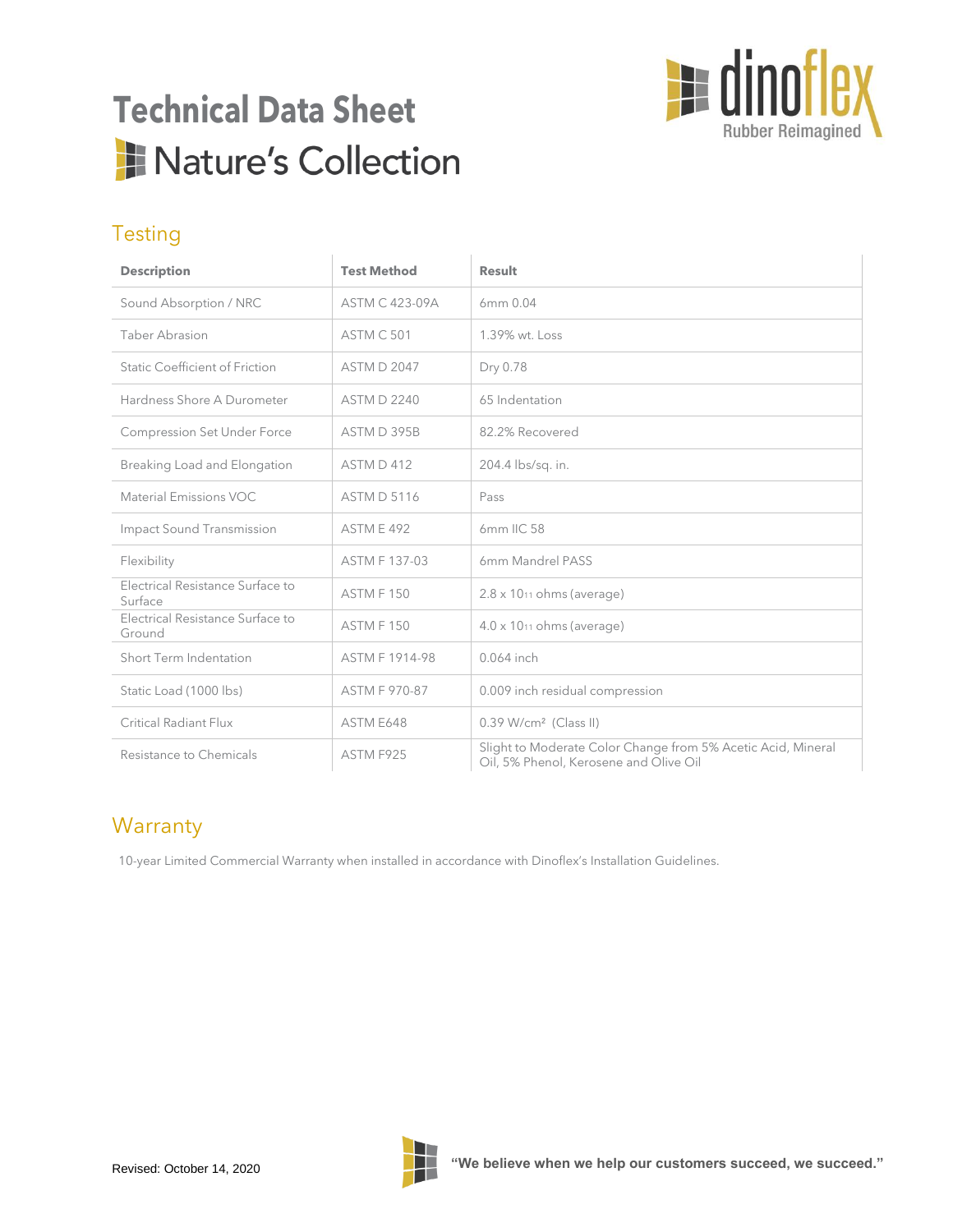# Technical Data Sheet

# Nature's Collection

dinoflex
Rubber Reimagined

## Testing

| Description | Test Method | Result |
|---|---|---|
| Sound Absorption / NRC | ASTM C 423-09A | 6mm 0.04 |
| Taber Abrasion | ASTM C 501 | 1.39% wt. Loss |
| Static Coefficient of Friction | ASTM D 2047 | Dry 0.78 |
| Hardness Shore A Durometer | ASTM D 2240 | 65 Indentation |
| Compression Set Under Force | ASTM D 395B | 82.2% Recovered |
| Breaking Load and Elongation | ASTM D 412 | 204.4 lbs/sq. in. |
| Material Emissions VOC | ASTM D 5116 | Pass |
| Impact Sound Transmission | ASTM E 492 | 6mm IIC 58 |
| Flexibility | ASTM F 137-03 | 6mm Mandrel PASS |
| Electrical Resistance Surface to Surface | ASTM F 150 | $2.8 \times 10^{11}$ ohms (average) |
| Electrical Resistance Surface to Ground | ASTM F 150 | $4.0 \times 10^{11}$ ohms (average) |
| Short Term Indentation | ASTM F 1914-98 | 0.064 inch |
| Static Load (1000 lbs) | ASTM F 970-87 | 0.009 inch residual compression |
| Critical Radiant Flux | ASTM E648 | 0.39 W/cm² (Class II) |
| Resistance to Chemicals | ASTM F925 | Slight to Moderate Color Change from 5% Acetic Acid, Mineral Oil, 5% Phenol, Kerosene and Olive Oil |

## Warranty

10-year Limited Commercial Warranty when installed in accordance with Dinoflex's Installation Guidelines.

Revised: October 14, 2020

**"We believe when we help our customers succeed, we succeed."**